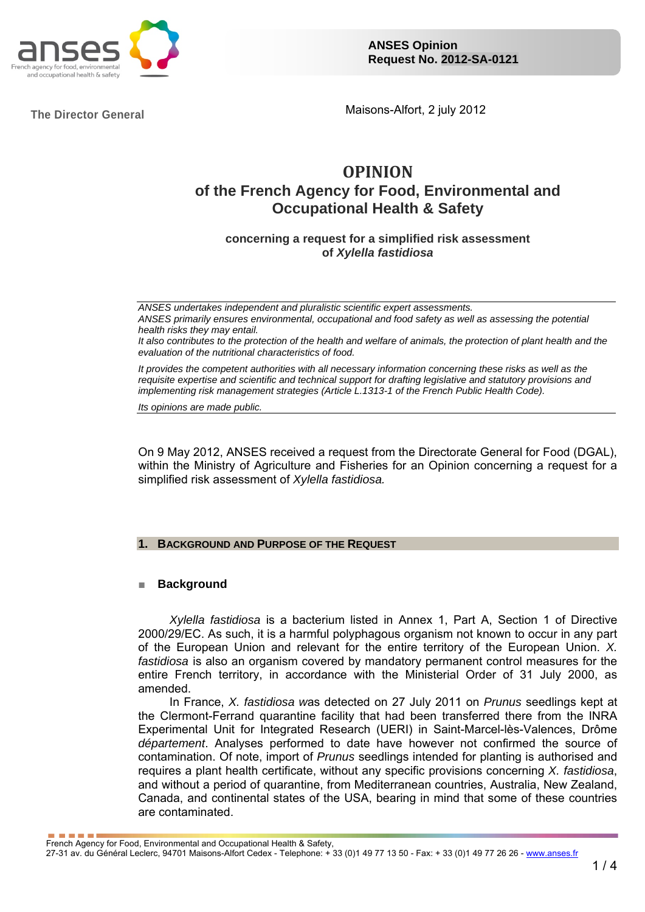**ANSES Opinion**
**Request No. 2012-SA-0121**

The Director General

Maisons-Alfort, 2 july 2012

# OPINION
# of the French Agency for Food, Environmental and Occupational Health & Safety

### concerning a request for a simplified risk assessment of *Xylella fastidiosa*

*ANSES undertakes independent and pluralistic scientific expert assessments.*
*ANSES primarily ensures environmental, occupational and food safety as well as assessing the potential health risks they may entail.*
*It also contributes to the protection of the health and welfare of animals, the protection of plant health and the evaluation of the nutritional characteristics of food.*

*It provides the competent authorities with all necessary information concerning these risks as well as the requisite expertise and scientific and technical support for drafting legislative and statutory provisions and implementing risk management strategies (Article L.1313-1 of the French Public Health Code).*

*Its opinions are made public.*

On 9 May 2012, ANSES received a request from the Directorate General for Food (DGAL), within the Ministry of Agriculture and Fisheries for an Opinion concerning a request for a simplified risk assessment of *Xylella fastidiosa.*

## 1. Background and Purpose of the Request

### Background

*Xylella fastidiosa* is a bacterium listed in Annex 1, Part A, Section 1 of Directive 2000/29/EC. As such, it is a harmful polyphagous organism not known to occur in any part of the European Union and relevant for the entire territory of the European Union. *X. fastidiosa* is also an organism covered by mandatory permanent control measures for the entire French territory, in accordance with the Ministerial Order of 31 July 2000, as amended.

In France, *X. fastidiosa* was detected on 27 July 2011 on *Prunus* seedlings kept at the Clermont-Ferrand quarantine facility that had been transferred there from the INRA Experimental Unit for Integrated Research (UERI) in Saint-Marcel-lès-Valences, Drôme *département*. Analyses performed to date have however not confirmed the source of contamination. Of note, import of *Prunus* seedlings intended for planting is authorised and requires a plant health certificate, without any specific provisions concerning *X. fastidiosa*, and without a period of quarantine, from Mediterranean countries, Australia, New Zealand, Canada, and continental states of the USA, bearing in mind that some of these countries are contaminated.

French Agency for Food, Environmental and Occupational Health & Safety,
27-31 av. du Général Leclerc, 94701 Maisons-Alfort Cedex - Telephone: + 33 (0)1 49 77 13 50 - Fax: + 33 (0)1 49 77 26 26 - www.anses.fr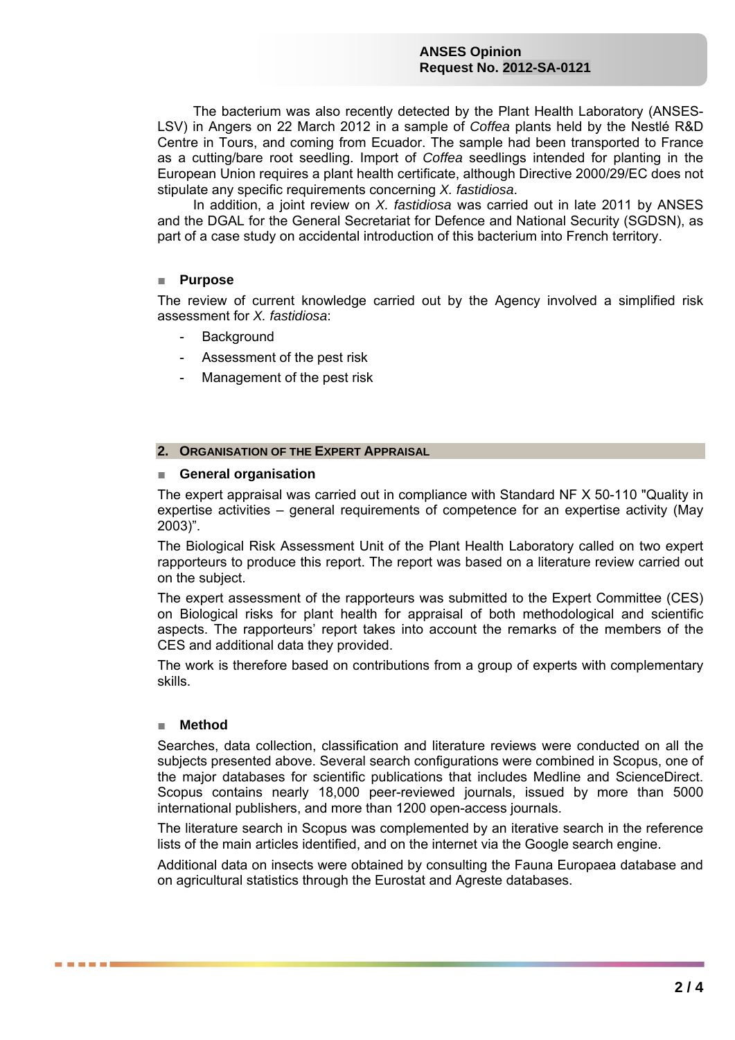The bacterium was also recently detected by the Plant Health Laboratory (ANSES-LSV) in Angers on 22 March 2012 in a sample of *Coffea* plants held by the Nestlé R&D Centre in Tours, and coming from Ecuador. The sample had been transported to France as a cutting/bare root seedling. Import of *Coffea* seedlings intended for planting in the European Union requires a plant health certificate, although Directive 2000/29/EC does not stipulate any specific requirements concerning *X. fastidiosa*.

In addition, a joint review on *X. fastidiosa* was carried out in late 2011 by ANSES and the DGAL for the General Secretariat for Defence and National Security (SGDSN), as part of a case study on accidental introduction of this bacterium into French territory.

### Purpose

The review of current knowledge carried out by the Agency involved a simplified risk assessment for *X. fastidiosa*:

- Background
- Assessment of the pest risk
- Management of the pest risk

## 2. Organisation of the Expert Appraisal

### General organisation

The expert appraisal was carried out in compliance with Standard NF X 50-110 "Quality in expertise activities – general requirements of competence for an expertise activity (May 2003)".

The Biological Risk Assessment Unit of the Plant Health Laboratory called on two expert rapporteurs to produce this report. The report was based on a literature review carried out on the subject.

The expert assessment of the rapporteurs was submitted to the Expert Committee (CES) on Biological risks for plant health for appraisal of both methodological and scientific aspects. The rapporteurs' report takes into account the remarks of the members of the CES and additional data they provided.

The work is therefore based on contributions from a group of experts with complementary skills.

### Method

Searches, data collection, classification and literature reviews were conducted on all the subjects presented above. Several search configurations were combined in Scopus, one of the major databases for scientific publications that includes Medline and ScienceDirect. Scopus contains nearly 18,000 peer-reviewed journals, issued by more than 5000 international publishers, and more than 1200 open-access journals.

The literature search in Scopus was complemented by an iterative search in the reference lists of the main articles identified, and on the internet via the Google search engine.

Additional data on insects were obtained by consulting the Fauna Europaea database and on agricultural statistics through the Eurostat and Agreste databases.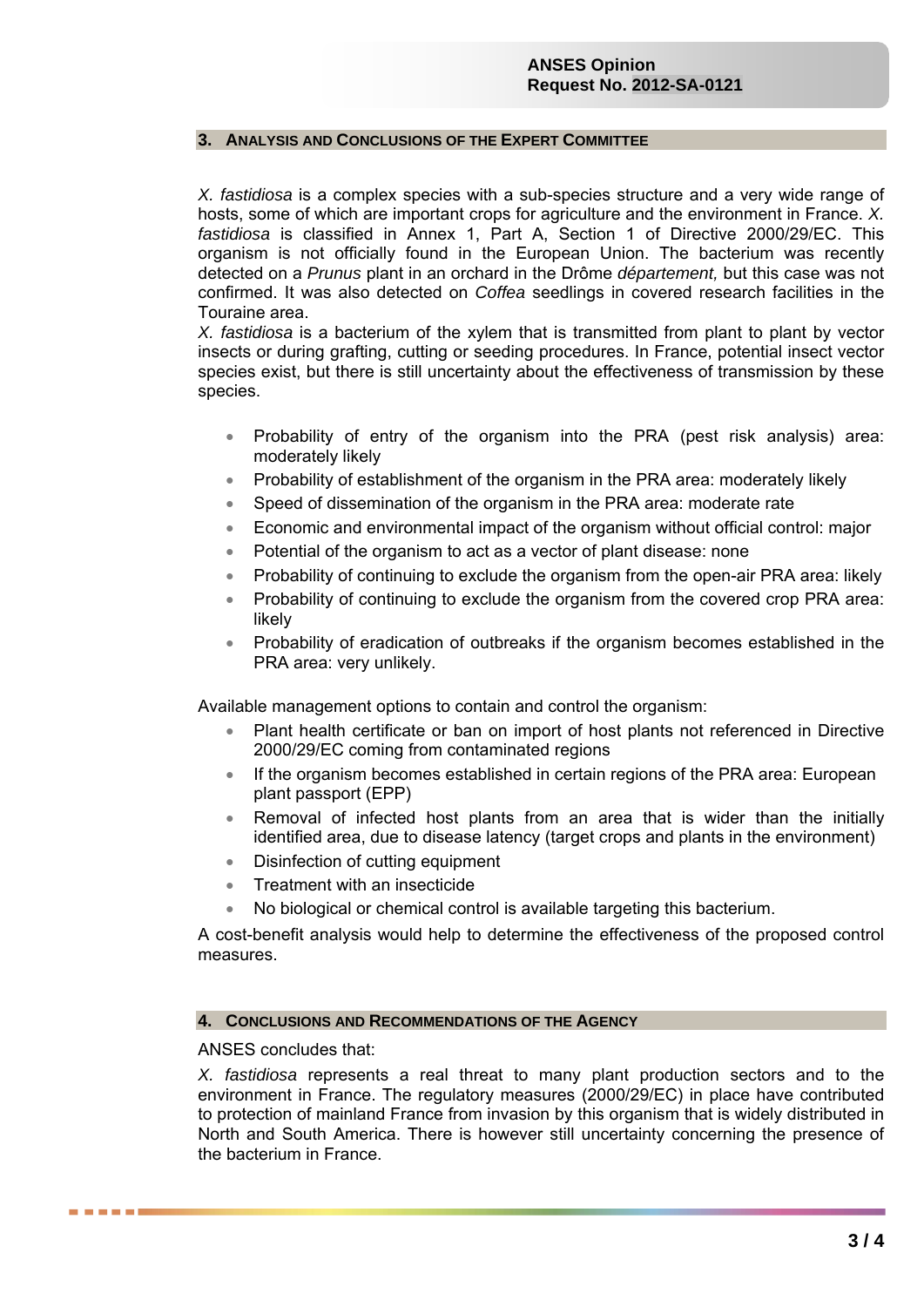## 3. Analysis and Conclusions of the Expert Committee

*X. fastidiosa* is a complex species with a sub-species structure and a very wide range of hosts, some of which are important crops for agriculture and the environment in France. *X. fastidiosa* is classified in Annex 1, Part A, Section 1 of Directive 2000/29/EC. This organism is not officially found in the European Union. The bacterium was recently detected on a *Prunus* plant in an orchard in the Drôme *département,* but this case was not confirmed. It was also detected on *Coffea* seedlings in covered research facilities in the Touraine area.

*X. fastidiosa* is a bacterium of the xylem that is transmitted from plant to plant by vector insects or during grafting, cutting or seeding procedures. In France, potential insect vector species exist, but there is still uncertainty about the effectiveness of transmission by these species.

- Probability of entry of the organism into the PRA (pest risk analysis) area: moderately likely
- Probability of establishment of the organism in the PRA area: moderately likely
- Speed of dissemination of the organism in the PRA area: moderate rate
- Economic and environmental impact of the organism without official control: major
- Potential of the organism to act as a vector of plant disease: none
- Probability of continuing to exclude the organism from the open-air PRA area: likely
- Probability of continuing to exclude the organism from the covered crop PRA area: likely
- Probability of eradication of outbreaks if the organism becomes established in the PRA area: very unlikely.

Available management options to contain and control the organism:

- Plant health certificate or ban on import of host plants not referenced in Directive 2000/29/EC coming from contaminated regions
- If the organism becomes established in certain regions of the PRA area: European plant passport (EPP)
- Removal of infected host plants from an area that is wider than the initially identified area, due to disease latency (target crops and plants in the environment)
- Disinfection of cutting equipment
- Treatment with an insecticide
- No biological or chemical control is available targeting this bacterium.

A cost-benefit analysis would help to determine the effectiveness of the proposed control measures.

## 4. Conclusions and Recommendations of the Agency

ANSES concludes that:

*X. fastidiosa* represents a real threat to many plant production sectors and to the environment in France. The regulatory measures (2000/29/EC) in place have contributed to protection of mainland France from invasion by this organism that is widely distributed in North and South America. There is however still uncertainty concerning the presence of the bacterium in France.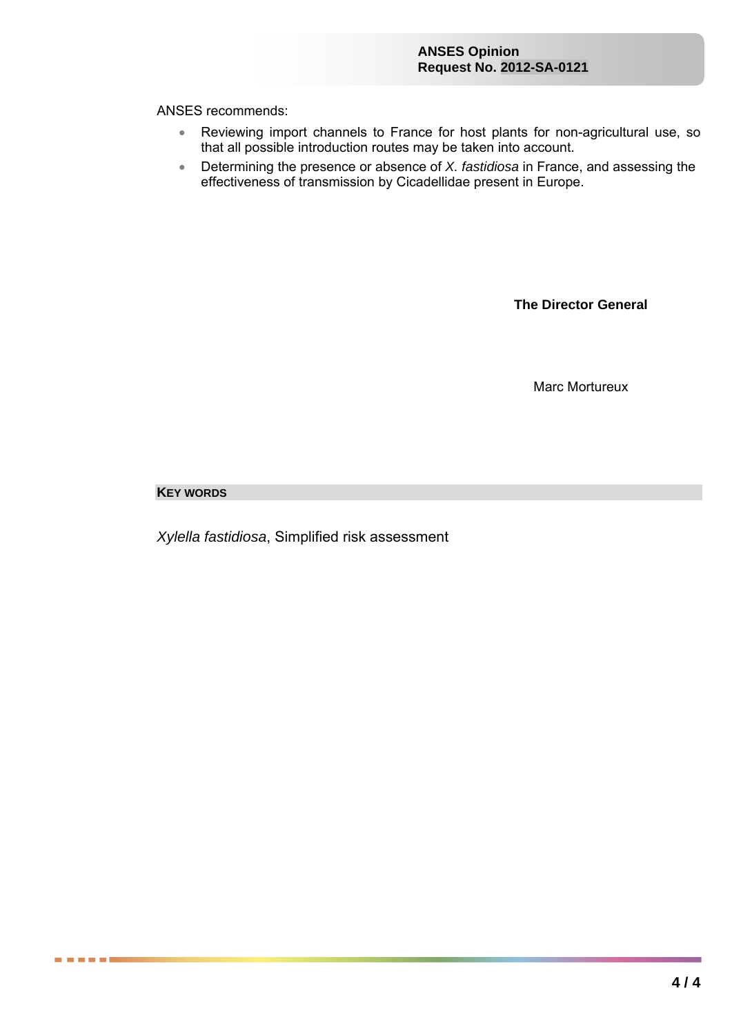ANSES recommends:

- Reviewing import channels to France for host plants for non-agricultural use, so that all possible introduction routes may be taken into account.
- Determining the presence or absence of *X. fastidiosa* in France, and assessing the effectiveness of transmission by Cicadellidae present in Europe.

**The Director General**

Marc Mortureux

**KEY WORDS**

*Xylella fastidiosa*, Simplified risk assessment